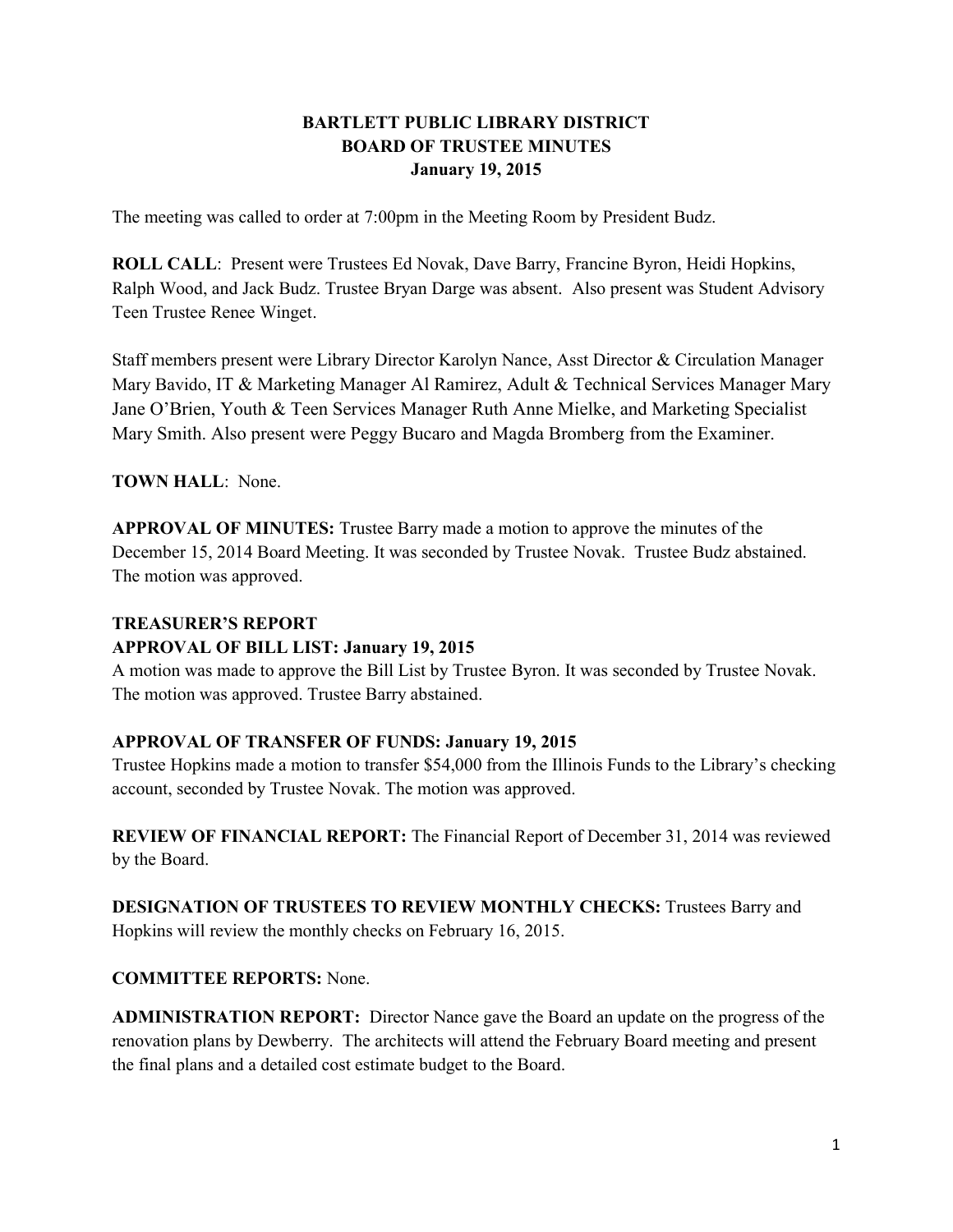# BARTLETT PUBLIC LIBRARY DISTRICT
## BOARD OF TRUSTEE MINUTES
### January 19, 2015

The meeting was called to order at 7:00pm in the Meeting Room by President Budz.

**ROLL CALL**: Present were Trustees Ed Novak, Dave Barry, Francine Byron, Heidi Hopkins, Ralph Wood, and Jack Budz. Trustee Bryan Darge was absent. Also present was Student Advisory Teen Trustee Renee Winget.

Staff members present were Library Director Karolyn Nance, Asst Director & Circulation Manager Mary Bavido, IT & Marketing Manager Al Ramirez, Adult & Technical Services Manager Mary Jane O'Brien, Youth & Teen Services Manager Ruth Anne Mielke, and Marketing Specialist Mary Smith. Also present were Peggy Bucaro and Magda Bromberg from the Examiner.

**TOWN HALL**: None.

**APPROVAL OF MINUTES:** Trustee Barry made a motion to approve the minutes of the December 15, 2014 Board Meeting. It was seconded by Trustee Novak. Trustee Budz abstained. The motion was approved.

**TREASURER'S REPORT**

**APPROVAL OF BILL LIST: January 19, 2015**

A motion was made to approve the Bill List by Trustee Byron. It was seconded by Trustee Novak. The motion was approved. Trustee Barry abstained.

**APPROVAL OF TRANSFER OF FUNDS: January 19, 2015**

Trustee Hopkins made a motion to transfer $54,000 from the Illinois Funds to the Library's checking account, seconded by Trustee Novak. The motion was approved.

**REVIEW OF FINANCIAL REPORT:** The Financial Report of December 31, 2014 was reviewed by the Board.

**DESIGNATION OF TRUSTEES TO REVIEW MONTHLY CHECKS:** Trustees Barry and Hopkins will review the monthly checks on February 16, 2015.

**COMMITTEE REPORTS:** None.

**ADMINISTRATION REPORT:** Director Nance gave the Board an update on the progress of the renovation plans by Dewberry. The architects will attend the February Board meeting and present the final plans and a detailed cost estimate budget to the Board.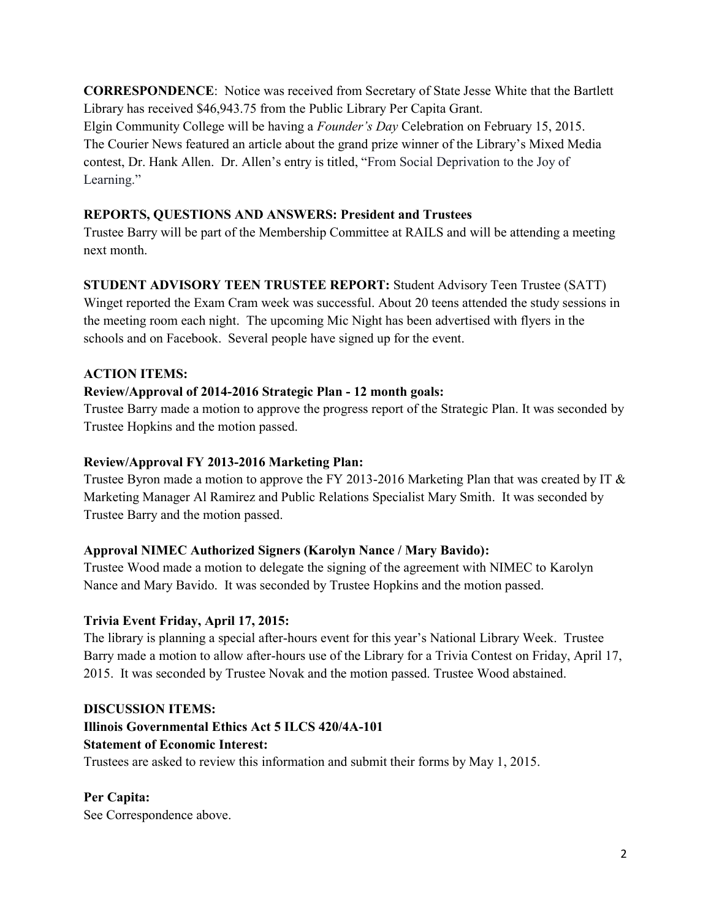**CORRESPONDENCE**: Notice was received from Secretary of State Jesse White that the Bartlett Library has received $46,943.75 from the Public Library Per Capita Grant.
Elgin Community College will be having a *Founder's Day* Celebration on February 15, 2015.
The Courier News featured an article about the grand prize winner of the Library's Mixed Media contest, Dr. Hank Allen. Dr. Allen's entry is titled, "From Social Deprivation to the Joy of Learning."

**REPORTS, QUESTIONS AND ANSWERS: President and Trustees**
Trustee Barry will be part of the Membership Committee at RAILS and will be attending a meeting next month.

**STUDENT ADVISORY TEEN TRUSTEE REPORT:** Student Advisory Teen Trustee (SATT) Winget reported the Exam Cram week was successful. About 20 teens attended the study sessions in the meeting room each night. The upcoming Mic Night has been advertised with flyers in the schools and on Facebook. Several people have signed up for the event.

**ACTION ITEMS:**

**Review/Approval of 2014-2016 Strategic Plan - 12 month goals:**
Trustee Barry made a motion to approve the progress report of the Strategic Plan. It was seconded by Trustee Hopkins and the motion passed.

**Review/Approval FY 2013-2016 Marketing Plan:**
Trustee Byron made a motion to approve the FY 2013-2016 Marketing Plan that was created by IT & Marketing Manager Al Ramirez and Public Relations Specialist Mary Smith. It was seconded by Trustee Barry and the motion passed.

**Approval NIMEC Authorized Signers (Karolyn Nance / Mary Bavido):**
Trustee Wood made a motion to delegate the signing of the agreement with NIMEC to Karolyn Nance and Mary Bavido. It was seconded by Trustee Hopkins and the motion passed.

**Trivia Event Friday, April 17, 2015:**
The library is planning a special after-hours event for this year's National Library Week. Trustee Barry made a motion to allow after-hours use of the Library for a Trivia Contest on Friday, April 17, 2015. It was seconded by Trustee Novak and the motion passed. Trustee Wood abstained.

**DISCUSSION ITEMS:**

**Illinois Governmental Ethics Act 5 ILCS 420/4A-101**
**Statement of Economic Interest:**
Trustees are asked to review this information and submit their forms by May 1, 2015.

**Per Capita:**
See Correspondence above.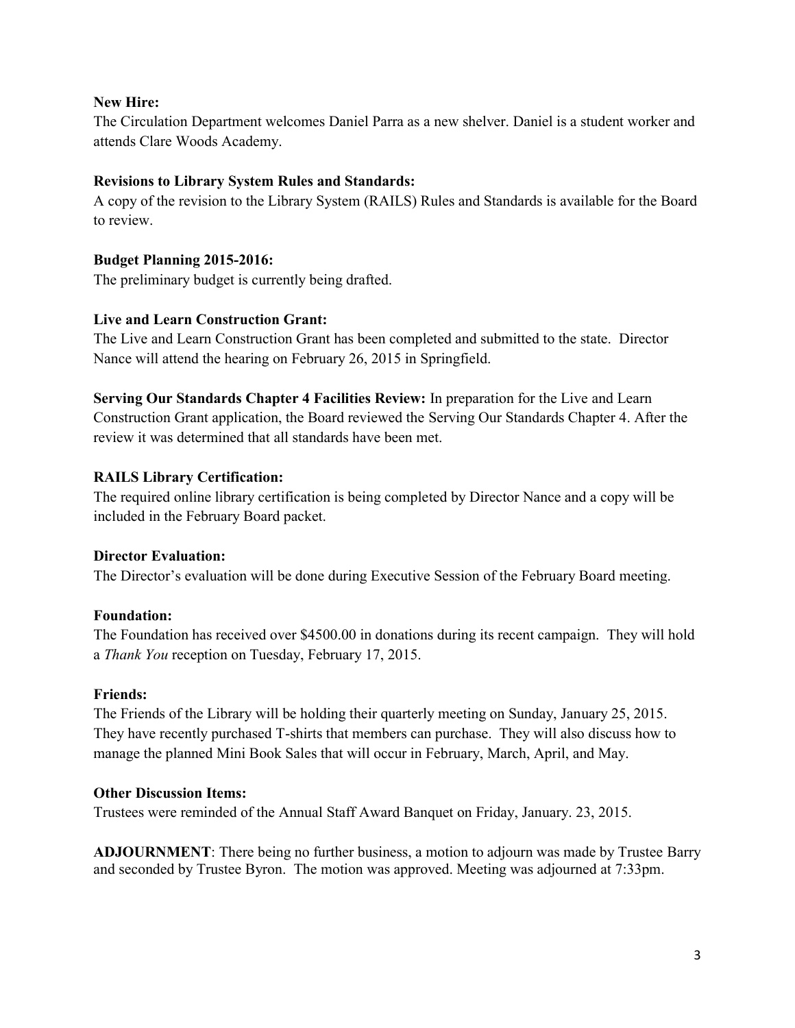**New Hire:**

The Circulation Department welcomes Daniel Parra as a new shelver. Daniel is a student worker and attends Clare Woods Academy.

**Revisions to Library System Rules and Standards:**

A copy of the revision to the Library System (RAILS) Rules and Standards is available for the Board to review.

**Budget Planning 2015-2016:**

The preliminary budget is currently being drafted.

**Live and Learn Construction Grant:**

The Live and Learn Construction Grant has been completed and submitted to the state. Director Nance will attend the hearing on February 26, 2015 in Springfield.

**Serving Our Standards Chapter 4 Facilities Review:** In preparation for the Live and Learn Construction Grant application, the Board reviewed the Serving Our Standards Chapter 4. After the review it was determined that all standards have been met.

**RAILS Library Certification:**

The required online library certification is being completed by Director Nance and a copy will be included in the February Board packet.

**Director Evaluation:**

The Director's evaluation will be done during Executive Session of the February Board meeting.

**Foundation:**

The Foundation has received over $4500.00 in donations during its recent campaign. They will hold a *Thank You* reception on Tuesday, February 17, 2015.

**Friends:**

The Friends of the Library will be holding their quarterly meeting on Sunday, January 25, 2015. They have recently purchased T-shirts that members can purchase. They will also discuss how to manage the planned Mini Book Sales that will occur in February, March, April, and May.

**Other Discussion Items:**

Trustees were reminded of the Annual Staff Award Banquet on Friday, January. 23, 2015.

**ADJOURNMENT**: There being no further business, a motion to adjourn was made by Trustee Barry and seconded by Trustee Byron. The motion was approved. Meeting was adjourned at 7:33pm.